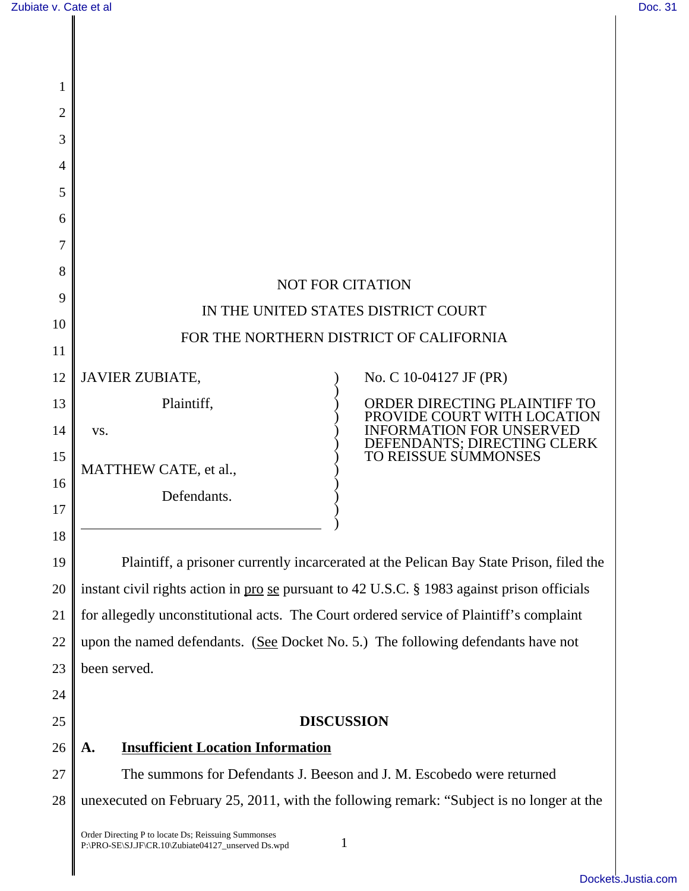NOT FOR CITATION

IN THE UNITED STATES DISTRICT COURT

FOR THE NORTHERN DISTRICT OF CALIFORNIA

| | |
|---|---|
| JAVIER ZUBIATE,<br><br>Plaintiff,<br><br>vs.<br><br>MATTHEW CATE, et al.,<br><br>Defendants. | No. C 10-04127 JF (PR)<br><br>ORDER DIRECTING PLAINTIFF TO PROVIDE COURT WITH LOCATION INFORMATION FOR UNSERVED DEFENDANTS; DIRECTING CLERK TO REISSUE SUMMONSES |

Plaintiff, a prisoner currently incarcerated at the Pelican Bay State Prison, filed the instant civil rights action in pro se pursuant to 42 U.S.C. § 1983 against prison officials for allegedly unconstitutional acts. The Court ordered service of Plaintiff's complaint upon the named defendants. (See Docket No. 5.) The following defendants have not been served.

## DISCUSSION

### A. Insufficient Location Information

The summons for Defendants J. Beeson and J. M. Escobedo were returned unexecuted on February 25, 2011, with the following remark: "Subject is no longer at the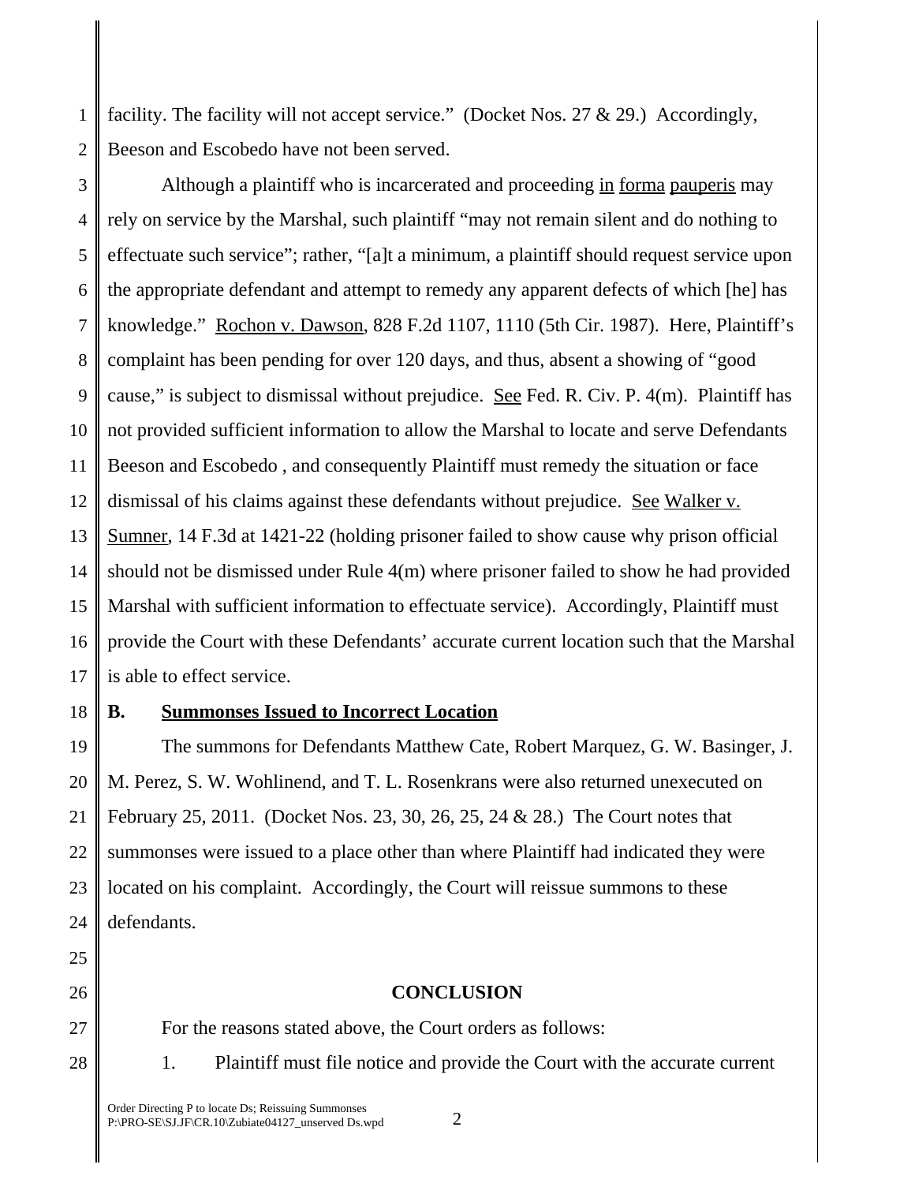facility. The facility will not accept service." (Docket Nos. 27 & 29.) Accordingly, Beeson and Escobedo have not been served.

Although a plaintiff who is incarcerated and proceeding in forma pauperis may rely on service by the Marshal, such plaintiff "may not remain silent and do nothing to effectuate such service"; rather, "[a]t a minimum, a plaintiff should request service upon the appropriate defendant and attempt to remedy any apparent defects of which [he] has knowledge." Rochon v. Dawson, 828 F.2d 1107, 1110 (5th Cir. 1987). Here, Plaintiff's complaint has been pending for over 120 days, and thus, absent a showing of "good cause," is subject to dismissal without prejudice. See Fed. R. Civ. P. 4(m). Plaintiff has not provided sufficient information to allow the Marshal to locate and serve Defendants Beeson and Escobedo , and consequently Plaintiff must remedy the situation or face dismissal of his claims against these defendants without prejudice. See Walker v. Sumner, 14 F.3d at 1421-22 (holding prisoner failed to show cause why prison official should not be dismissed under Rule 4(m) where prisoner failed to show he had provided Marshal with sufficient information to effectuate service). Accordingly, Plaintiff must provide the Court with these Defendants' accurate current location such that the Marshal is able to effect service.

**B. Summonses Issued to Incorrect Location**

The summons for Defendants Matthew Cate, Robert Marquez, G. W. Basinger, J. M. Perez, S. W. Wohlinend, and T. L. Rosenkrans were also returned unexecuted on February 25, 2011. (Docket Nos. 23, 30, 26, 25, 24 & 28.) The Court notes that summonses were issued to a place other than where Plaintiff had indicated they were located on his complaint. Accordingly, the Court will reissue summons to these defendants.

## CONCLUSION

For the reasons stated above, the Court orders as follows:

1. Plaintiff must file notice and provide the Court with the accurate current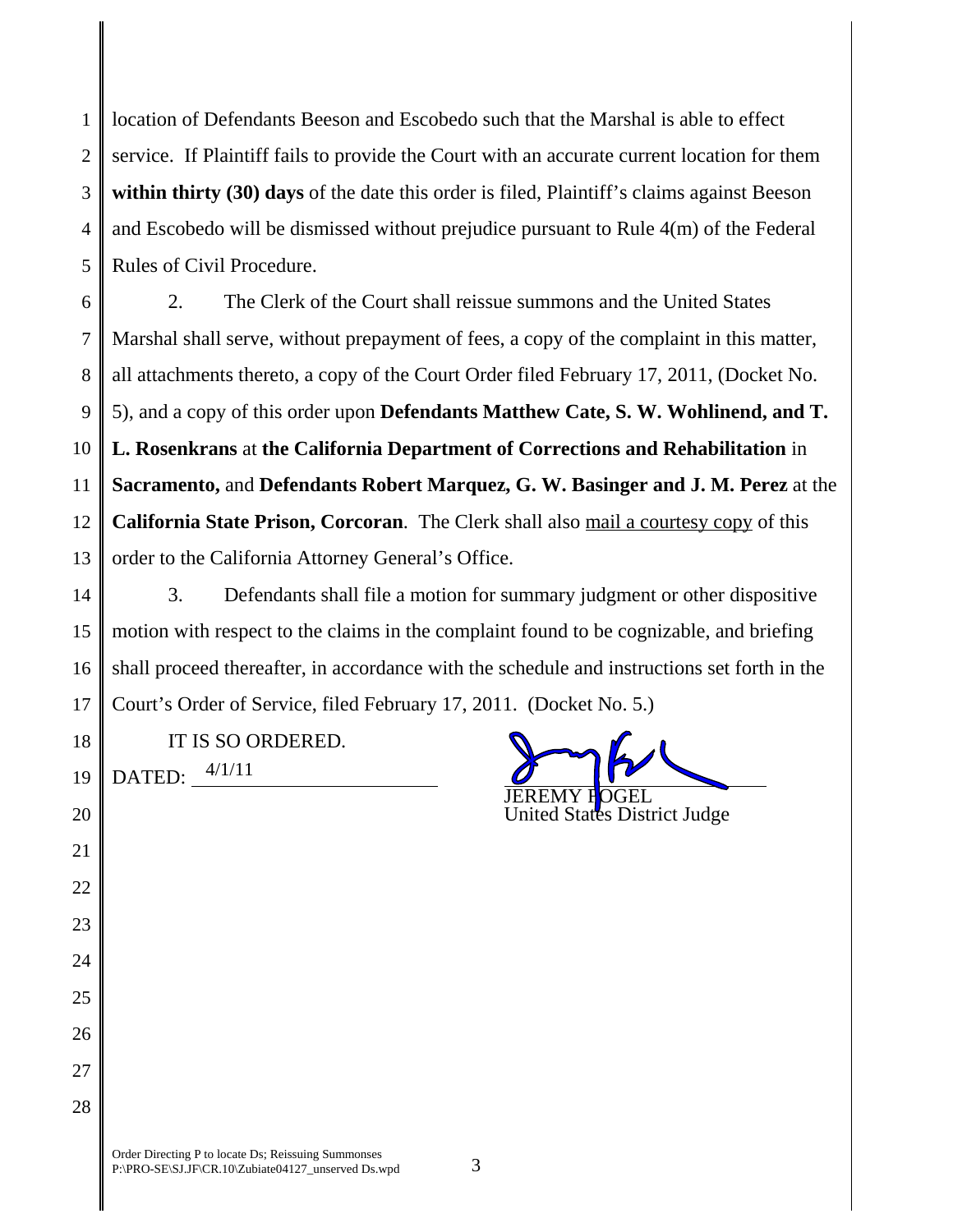location of Defendants Beeson and Escobedo such that the Marshal is able to effect service. If Plaintiff fails to provide the Court with an accurate current location for them **within thirty (30) days** of the date this order is filed, Plaintiff's claims against Beeson and Escobedo will be dismissed without prejudice pursuant to Rule 4(m) of the Federal Rules of Civil Procedure.

2. The Clerk of the Court shall reissue summons and the United States Marshal shall serve, without prepayment of fees, a copy of the complaint in this matter, all attachments thereto, a copy of the Court Order filed February 17, 2011, (Docket No. 5), and a copy of this order upon **Defendants Matthew Cate, S. W. Wohlinend, and T. L. Rosenkrans** at **the California Department of Corrections and Rehabilitation** in **Sacramento,** and **Defendants Robert Marquez, G. W. Basinger and J. M. Perez** at the **California State Prison, Corcoran**. The Clerk shall also mail a courtesy copy of this order to the California Attorney General's Office.

3. Defendants shall file a motion for summary judgment or other dispositive motion with respect to the claims in the complaint found to be cognizable, and briefing shall proceed thereafter, in accordance with the schedule and instructions set forth in the Court's Order of Service, filed February 17, 2011. (Docket No. 5.)

IT IS SO ORDERED.

DATED: 4/1/11

JEREMY FOGEL
United States District Judge

Order Directing P to locate Ds; Reissuing Summonses
P:\PRO-SE\SJ.JF\CR.10\Zubiate04127_unserved Ds.wpd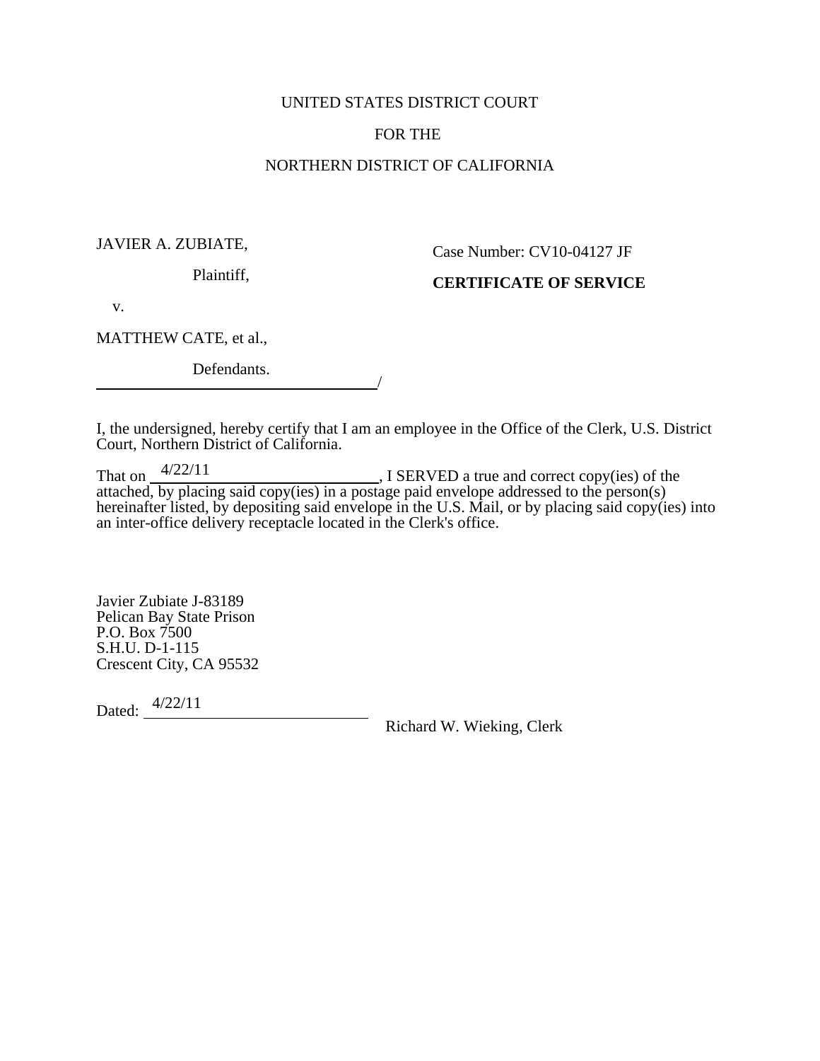UNITED STATES DISTRICT COURT

FOR THE

NORTHERN DISTRICT OF CALIFORNIA

JAVIER A. ZUBIATE,

Plaintiff,

v.

MATTHEW CATE, et al.,

Defendants.
______________________________________/

Case Number: CV10-04127 JF

**CERTIFICATE OF SERVICE**

I, the undersigned, hereby certify that I am an employee in the Office of the Clerk, U.S. District Court, Northern District of California.

That on 4/22/11, I SERVED a true and correct copy(ies) of the attached, by placing said copy(ies) in a postage paid envelope addressed to the person(s) hereinafter listed, by depositing said envelope in the U.S. Mail, or by placing said copy(ies) into an inter-office delivery receptacle located in the Clerk's office.

Javier Zubiate J-83189
Pelican Bay State Prison
P.O. Box 7500
S.H.U. D-1-115
Crescent City, CA 95532

Dated: 4/22/11

Richard W. Wieking, Clerk